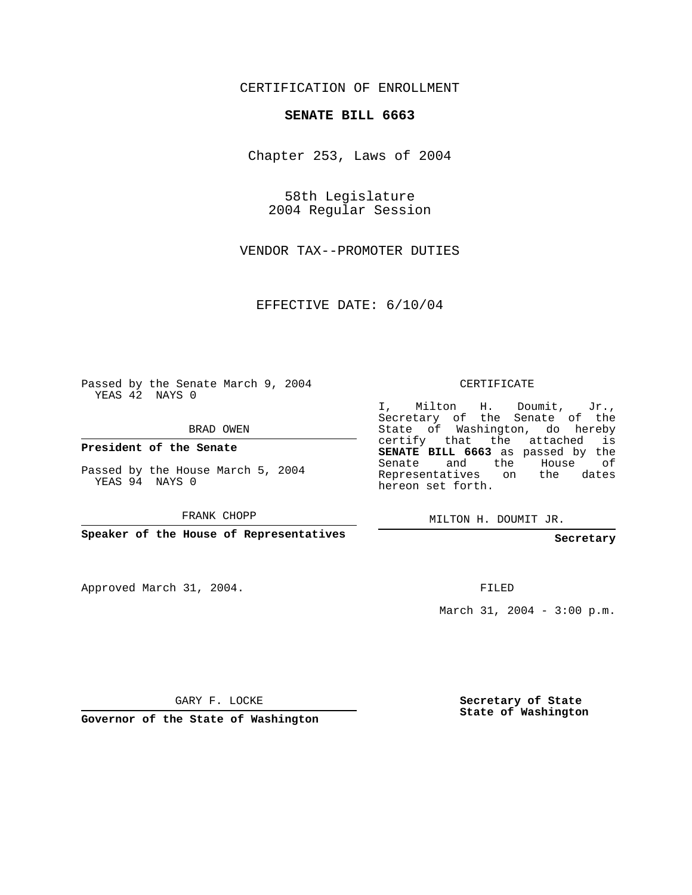CERTIFICATION OF ENROLLMENT

# SENATE BILL 6663

Chapter 253, Laws of 2004

58th Legislature
2004 Regular Session

VENDOR TAX--PROMOTER DUTIES

EFFECTIVE DATE: 6/10/04

Passed by the Senate March 9, 2004
YEAS 42 NAYS 0

BRAD OWEN

**President of the Senate**

Passed by the House March 5, 2004
YEAS 94 NAYS 0

FRANK CHOPP

**Speaker of the House of Representatives**

CERTIFICATE

I, Milton H. Doumit, Jr., Secretary of the Senate of the State of Washington, do hereby certify that the attached is **SENATE BILL 6663** as passed by the Senate and the House of Representatives on the dates hereon set forth.

MILTON H. DOUMIT JR.

**Secretary**

Approved March 31, 2004.

FILED

March 31, 2004 - 3:00 p.m.

GARY F. LOCKE

**Governor of the State of Washington**

**Secretary of State**
**State of Washington**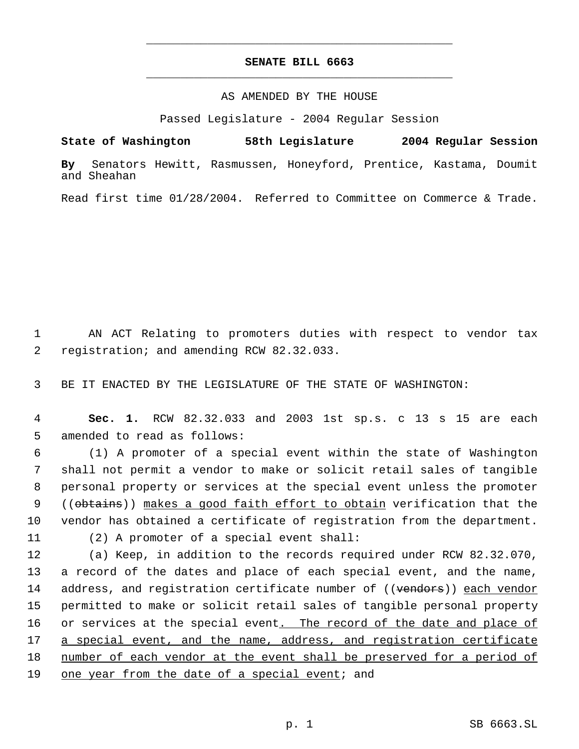# SENATE BILL 6663

AS AMENDED BY THE HOUSE

Passed Legislature - 2004 Regular Session

**State of Washington 58th Legislature 2004 Regular Session**

**By** Senators Hewitt, Rasmussen, Honeyford, Prentice, Kastama, Doumit and Sheahan

Read first time 01/28/2004. Referred to Committee on Commerce & Trade.

AN ACT Relating to promoters duties with respect to vendor tax registration; and amending RCW 82.32.033.

BE IT ENACTED BY THE LEGISLATURE OF THE STATE OF WASHINGTON:

**Sec. 1.** RCW 82.32.033 and 2003 1st sp.s. c 13 s 15 are each amended to read as follows:

(1) A promoter of a special event within the state of Washington shall not permit a vendor to make or solicit retail sales of tangible personal property or services at the special event unless the promoter ((~~obtains~~)) <u>makes a good faith effort to obtain</u> verification that the vendor has obtained a certificate of registration from the department.

(2) A promoter of a special event shall:

(a) Keep, in addition to the records required under RCW 82.32.070, a record of the dates and place of each special event, and the name, address, and registration certificate number of ((~~vendors~~)) <u>each vendor</u> permitted to make or solicit retail sales of tangible personal property or services at the special event<u>. The record of the date and place of a special event, and the name, address, and registration certificate number of each vendor at the event shall be preserved for a period of one year from the date of a special event</u>; and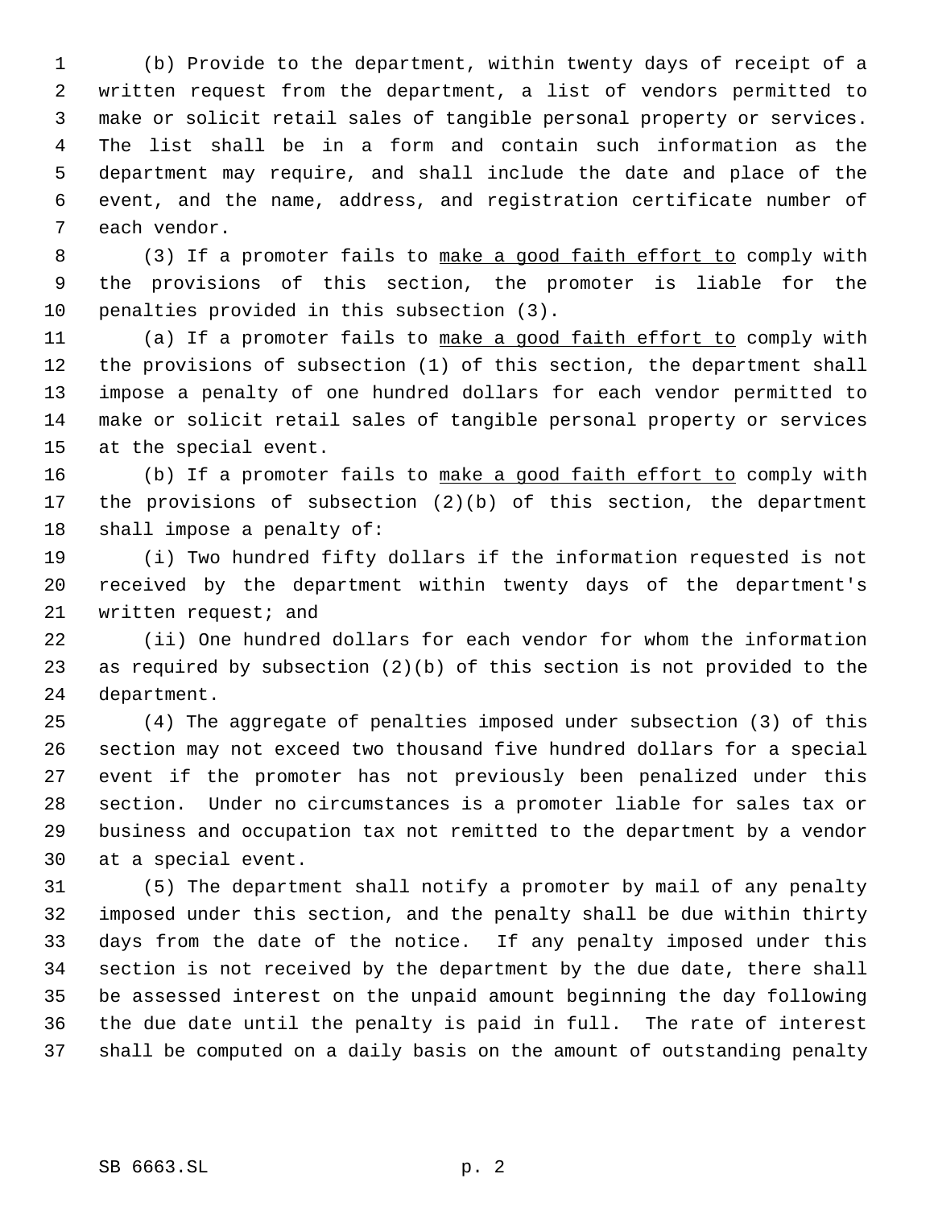(b) Provide to the department, within twenty days of receipt of a written request from the department, a list of vendors permitted to make or solicit retail sales of tangible personal property or services. The list shall be in a form and contain such information as the department may require, and shall include the date and place of the event, and the name, address, and registration certificate number of each vendor.

(3) If a promoter fails to <u>make a good faith effort to</u> comply with the provisions of this section, the promoter is liable for the penalties provided in this subsection (3).

(a) If a promoter fails to <u>make a good faith effort to</u> comply with the provisions of subsection (1) of this section, the department shall impose a penalty of one hundred dollars for each vendor permitted to make or solicit retail sales of tangible personal property or services at the special event.

(b) If a promoter fails to <u>make a good faith effort to</u> comply with the provisions of subsection (2)(b) of this section, the department shall impose a penalty of:

(i) Two hundred fifty dollars if the information requested is not received by the department within twenty days of the department's written request; and

(ii) One hundred dollars for each vendor for whom the information as required by subsection (2)(b) of this section is not provided to the department.

(4) The aggregate of penalties imposed under subsection (3) of this section may not exceed two thousand five hundred dollars for a special event if the promoter has not previously been penalized under this section. Under no circumstances is a promoter liable for sales tax or business and occupation tax not remitted to the department by a vendor at a special event.

(5) The department shall notify a promoter by mail of any penalty imposed under this section, and the penalty shall be due within thirty days from the date of the notice. If any penalty imposed under this section is not received by the department by the due date, there shall be assessed interest on the unpaid amount beginning the day following the due date until the penalty is paid in full. The rate of interest shall be computed on a daily basis on the amount of outstanding penalty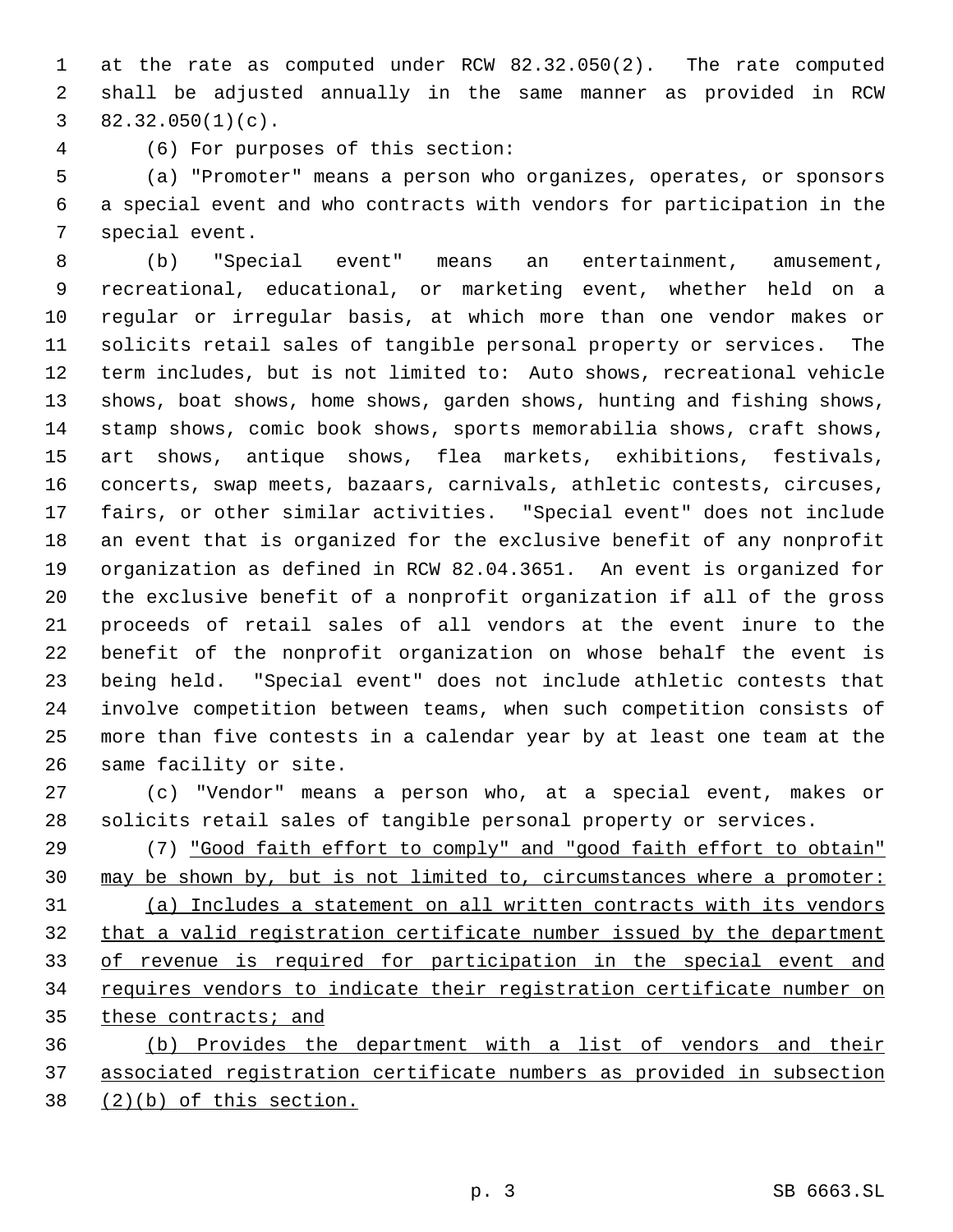at the rate as computed under RCW 82.32.050(2). The rate computed shall be adjusted annually in the same manner as provided in RCW 82.32.050(1)(c).

(6) For purposes of this section:

(a) "Promoter" means a person who organizes, operates, or sponsors a special event and who contracts with vendors for participation in the special event.

(b) "Special event" means an entertainment, amusement, recreational, educational, or marketing event, whether held on a regular or irregular basis, at which more than one vendor makes or solicits retail sales of tangible personal property or services. The term includes, but is not limited to: Auto shows, recreational vehicle shows, boat shows, home shows, garden shows, hunting and fishing shows, stamp shows, comic book shows, sports memorabilia shows, craft shows, art shows, antique shows, flea markets, exhibitions, festivals, concerts, swap meets, bazaars, carnivals, athletic contests, circuses, fairs, or other similar activities. "Special event" does not include an event that is organized for the exclusive benefit of any nonprofit organization as defined in RCW 82.04.3651. An event is organized for the exclusive benefit of a nonprofit organization if all of the gross proceeds of retail sales of all vendors at the event inure to the benefit of the nonprofit organization on whose behalf the event is being held. "Special event" does not include athletic contests that involve competition between teams, when such competition consists of more than five contests in a calendar year by at least one team at the same facility or site.

(c) "Vendor" means a person who, at a special event, makes or solicits retail sales of tangible personal property or services.

(7) "Good faith effort to comply" and "good faith effort to obtain" may be shown by, but is not limited to, circumstances where a promoter:

(a) Includes a statement on all written contracts with its vendors that a valid registration certificate number issued by the department of revenue is required for participation in the special event and requires vendors to indicate their registration certificate number on these contracts; and

(b) Provides the department with a list of vendors and their associated registration certificate numbers as provided in subsection (2)(b) of this section.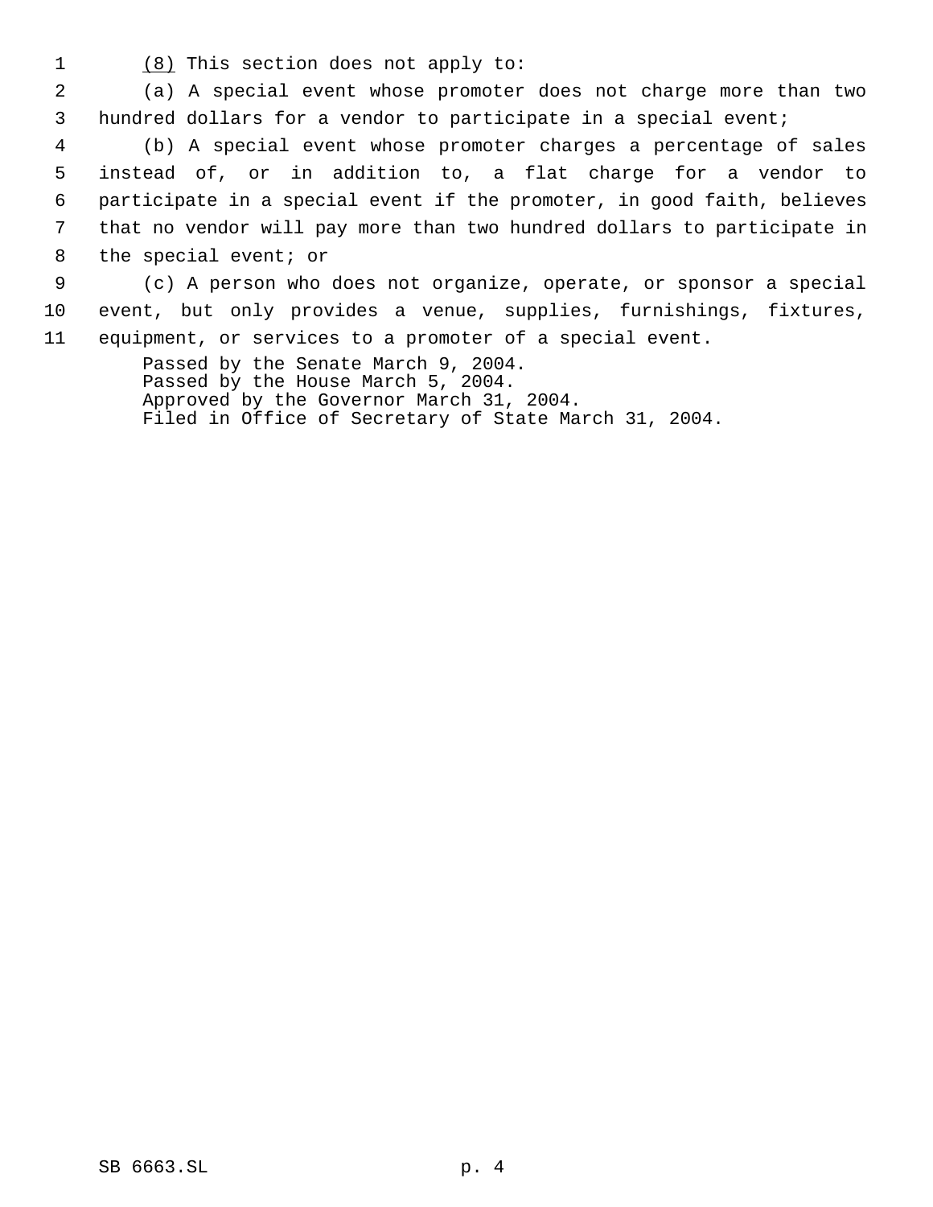(8) This section does not apply to:

(a) A special event whose promoter does not charge more than two hundred dollars for a vendor to participate in a special event;

(b) A special event whose promoter charges a percentage of sales instead of, or in addition to, a flat charge for a vendor to participate in a special event if the promoter, in good faith, believes that no vendor will pay more than two hundred dollars to participate in the special event; or

(c) A person who does not organize, operate, or sponsor a special event, but only provides a venue, supplies, furnishings, fixtures, equipment, or services to a promoter of a special event.

Passed by the Senate March 9, 2004.
Passed by the House March 5, 2004.
Approved by the Governor March 31, 2004.
Filed in Office of Secretary of State March 31, 2004.